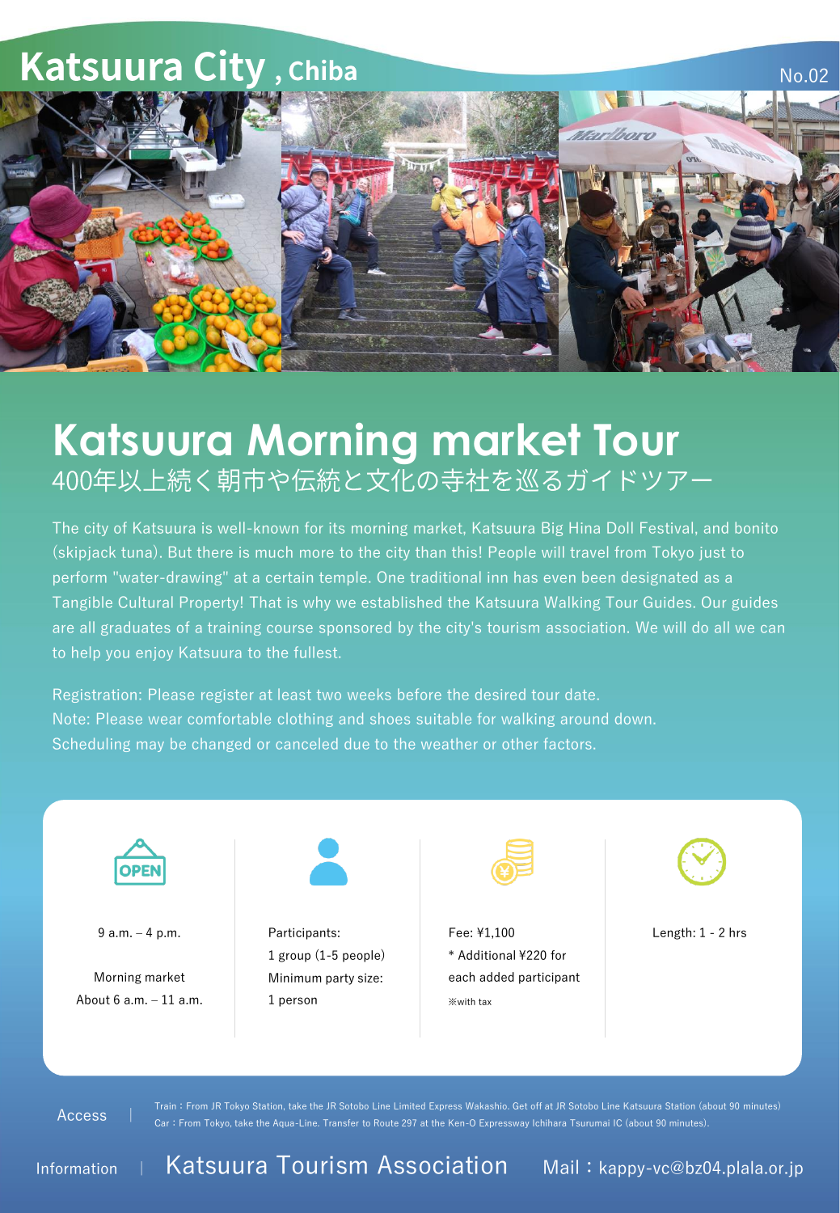# Katsuura City , Chiba

No.02

# Katsuura Morning market Tour

## 400年以上続く朝市や伝統と文化の寺社を巡るガイドツアー

The city of Katsuura is well-known for its morning market, Katsuura Big Hina Doll Festival, and bonito (skipjack tuna). But there is much more to the city than this! People will travel from Tokyo just to perform "water-drawing" at a certain temple. One traditional inn has even been designated as a Tangible Cultural Property! That is why we established the Katsuura Walking Tour Guides. Our guides are all graduates of a training course sponsored by the city's tourism association. We will do all we can to help you enjoy Katsuura to the fullest.

Registration: Please register at least two weeks before the desired tour date.
Note: Please wear comfortable clothing and shoes suitable for walking around down.
Scheduling may be changed or canceled due to the weather or other factors.

| OPEN | Participants | Fee | Length |
|---|---|---|---|
| 9 a.m. – 4 p.m.<br><br>Morning market<br>About 6 a.m. – 11 a.m. | Participants:<br>1 group (1-5 people)<br>Minimum party size:<br>1 person | Fee: ¥1,100<br>* Additional ¥220 for each added participant<br>※with tax | Length: 1 - 2 hrs |

Access | Train : From JR Tokyo Station, take the JR Sotobo Line Limited Express Wakashio. Get off at JR Sotobo Line Katsuura Station (about 90 minutes)
Car : From Tokyo, take the Aqua-Line. Transfer to Route 297 at the Ken-O Expressway Ichihara Tsurumai IC (about 90 minutes).

Information | Katsuura Tourism Association Mail：kappy-vc@bz04.plala.or.jp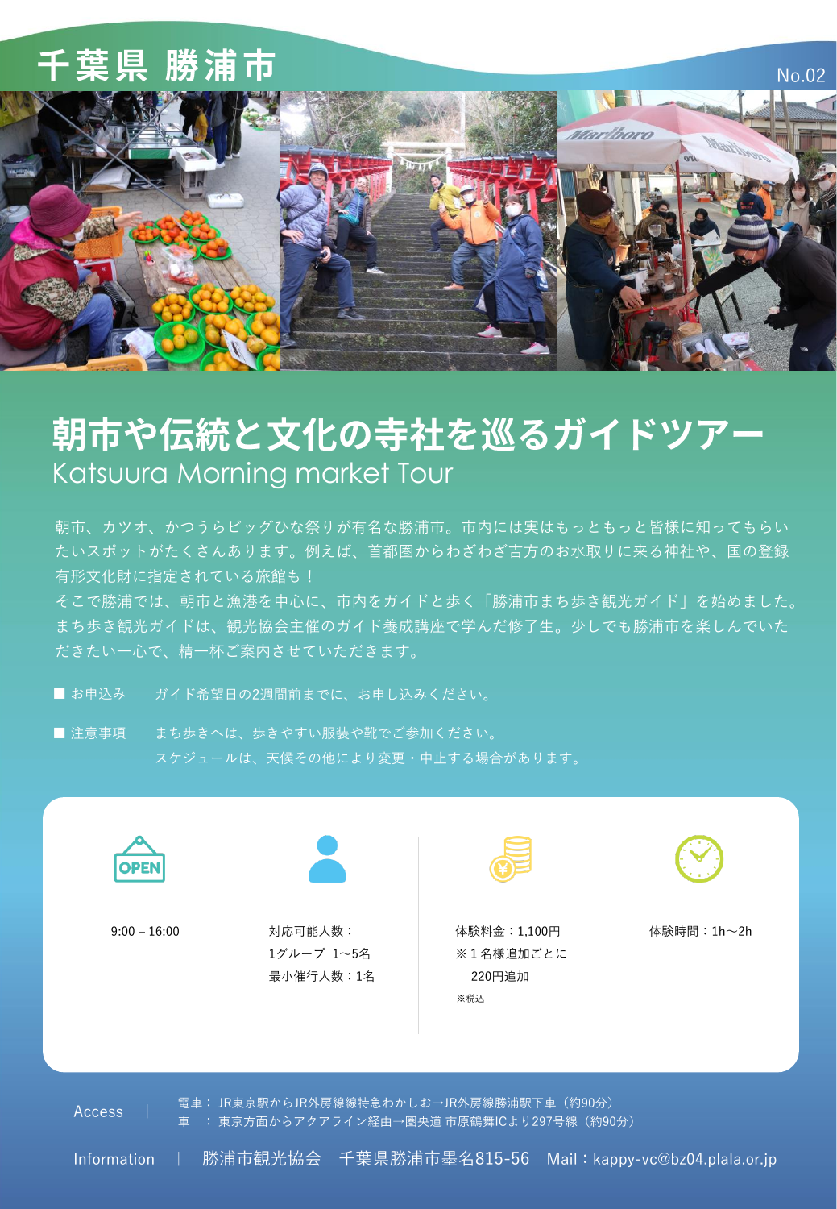# 千葉県 勝浦市

No.02

## 朝市や伝統と文化の寺社を巡るガイドツアー

Katsuura Morning market Tour

朝市、カツオ、かつうらビッグひな祭りが有名な勝浦市。市内には実はもっともっと皆様に知ってもらいたいスポットがたくさんあります。例えば、首都圏からわざわざ吉方のお水取りに来る神社や、国の登録有形文化財に指定されている旅館も！
そこで勝浦では、朝市と漁港を中心に、市内をガイドと歩く「勝浦市まち歩き観光ガイド」を始めました。まち歩き観光ガイドは、観光協会主催のガイド養成講座で学んだ修了生。少しでも勝浦市を楽しんでいただきたい一心で、精一杯ご案内させていただきます。

■ お申込み　　ガイド希望日の2週間前までに、お申し込みください。

■ 注意事項　　まち歩きへは、歩きやすい服装や靴でご参加ください。
スケジュールは、天候その他により変更・中止する場合があります。

| | | | |
|---|---|---|---|
| 9:00 – 16:00 | 対応可能人数：<br>1グループ 1〜5名<br>最小催行人数：1名 | 体験料金：1,100円<br>※１名様追加ごとに 220円追加<br>※税込 | 体験時間：1h〜2h |

Access　|　電車：JR東京駅からJR外房線線特急わかしお→JR外房線勝浦駅下車（約90分）
車　：東京方面からアクアライン経由→圏央道 市原鶴舞ICより297号線（約90分）

Information　|　勝浦市観光協会　千葉県勝浦市墨名815-56　Mail：kappy-vc@bz04.plala.or.jp